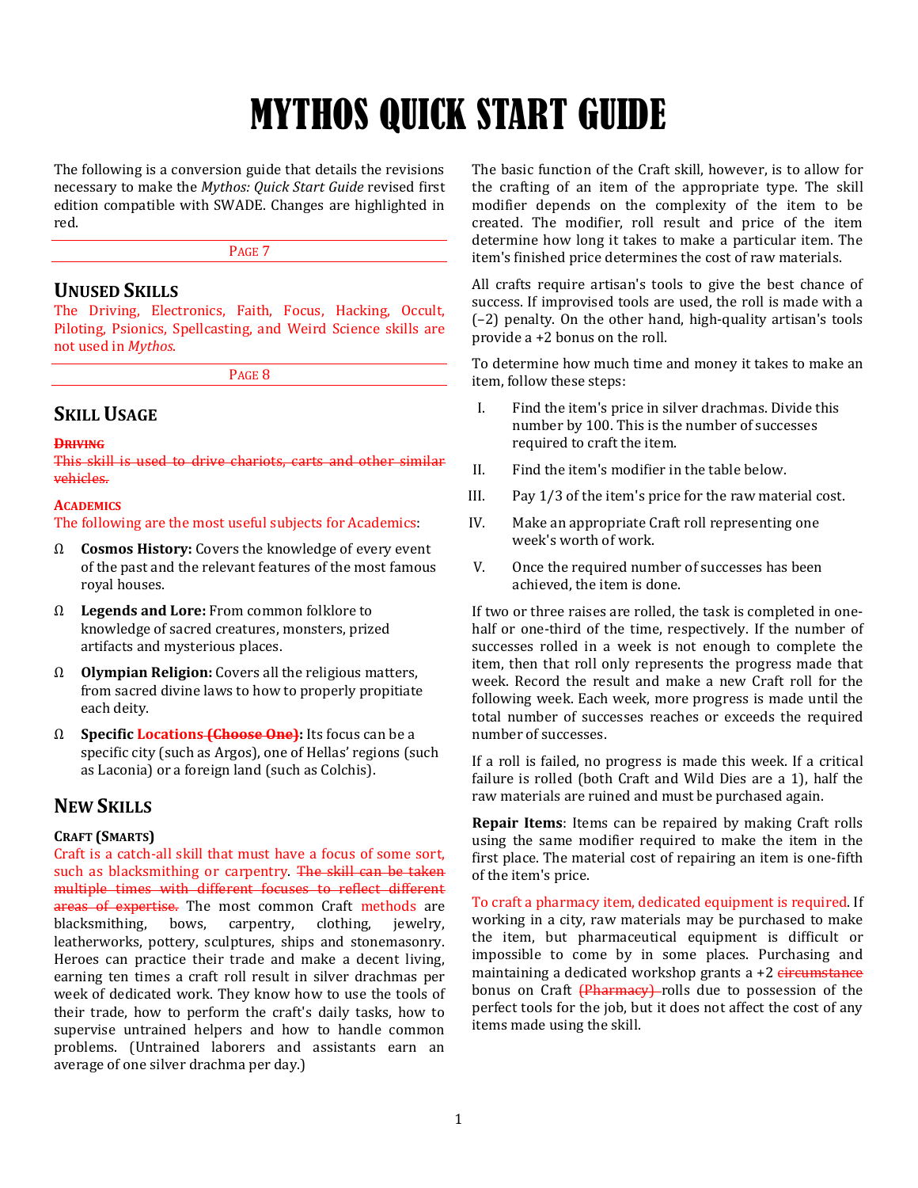# MYTHOS QUICK START GUIDE

The following is a conversion guide that details the revisions necessary to make the *Mythos: Quick Start Guide* revised first edition compatible with SWADE. Changes are highlighted in red.

PAGE 7

## UNUSED SKILLS

The Driving, Electronics, Faith, Focus, Hacking, Occult, Piloting, Psionics, Spellcasting, and Weird Science skills are not used in *Mythos*.

PAGE 8

## SKILL USAGE

#### ~~DRIVING~~

~~This skill is used to drive chariots, carts and other similar vehicles.~~

#### ACADEMICS

The following are the most useful subjects for Academics:

- **Cosmos History:** Covers the knowledge of every event of the past and the relevant features of the most famous royal houses.
- **Legends and Lore:** From common folklore to knowledge of sacred creatures, monsters, prized artifacts and mysterious places.
- **Olympian Religion:** Covers all the religious matters, from sacred divine laws to how to properly propitiate each deity.
- **Specific Locations ~~(Choose One)~~:** Its focus can be a specific city (such as Argos), one of Hellas' regions (such as Laconia) or a foreign land (such as Colchis).

## NEW SKILLS

#### CRAFT (SMARTS)

Craft is a catch-all skill that must have a focus of some sort, such as blacksmithing or carpentry. ~~The skill can be taken multiple times with different focuses to reflect different areas of expertise.~~ The most common Craft methods are blacksmithing, bows, carpentry, clothing, jewelry, leatherworks, pottery, sculptures, ships and stonemasonry. Heroes can practice their trade and make a decent living, earning ten times a craft roll result in silver drachmas per week of dedicated work. They know how to use the tools of their trade, how to perform the craft's daily tasks, how to supervise untrained helpers and how to handle common problems. (Untrained laborers and assistants earn an average of one silver drachma per day.)

The basic function of the Craft skill, however, is to allow for the crafting of an item of the appropriate type. The skill modifier depends on the complexity of the item to be created. The modifier, roll result and price of the item determine how long it takes to make a particular item. The item's finished price determines the cost of raw materials.

All crafts require artisan's tools to give the best chance of success. If improvised tools are used, the roll is made with a (−2) penalty. On the other hand, high-quality artisan's tools provide a +2 bonus on the roll.

To determine how much time and money it takes to make an item, follow these steps:

I. Find the item's price in silver drachmas. Divide this number by 100. This is the number of successes required to craft the item.

II. Find the item's modifier in the table below.

III. Pay 1/3 of the item's price for the raw material cost.

IV. Make an appropriate Craft roll representing one week's worth of work.

V. Once the required number of successes has been achieved, the item is done.

If two or three raises are rolled, the task is completed in one-half or one-third of the time, respectively. If the number of successes rolled in a week is not enough to complete the item, then that roll only represents the progress made that week. Record the result and make a new Craft roll for the following week. Each week, more progress is made until the total number of successes reaches or exceeds the required number of successes.

If a roll is failed, no progress is made this week. If a critical failure is rolled (both Craft and Wild Dies are a 1), half the raw materials are ruined and must be purchased again.

**Repair Items**: Items can be repaired by making Craft rolls using the same modifier required to make the item in the first place. The material cost of repairing an item is one-fifth of the item's price.

To craft a pharmacy item, dedicated equipment is required. If working in a city, raw materials may be purchased to make the item, but pharmaceutical equipment is difficult or impossible to come by in some places. Purchasing and maintaining a dedicated workshop grants a +2 ~~circumstance~~ bonus on Craft ~~(Pharmacy)~~ rolls due to possession of the perfect tools for the job, but it does not affect the cost of any items made using the skill.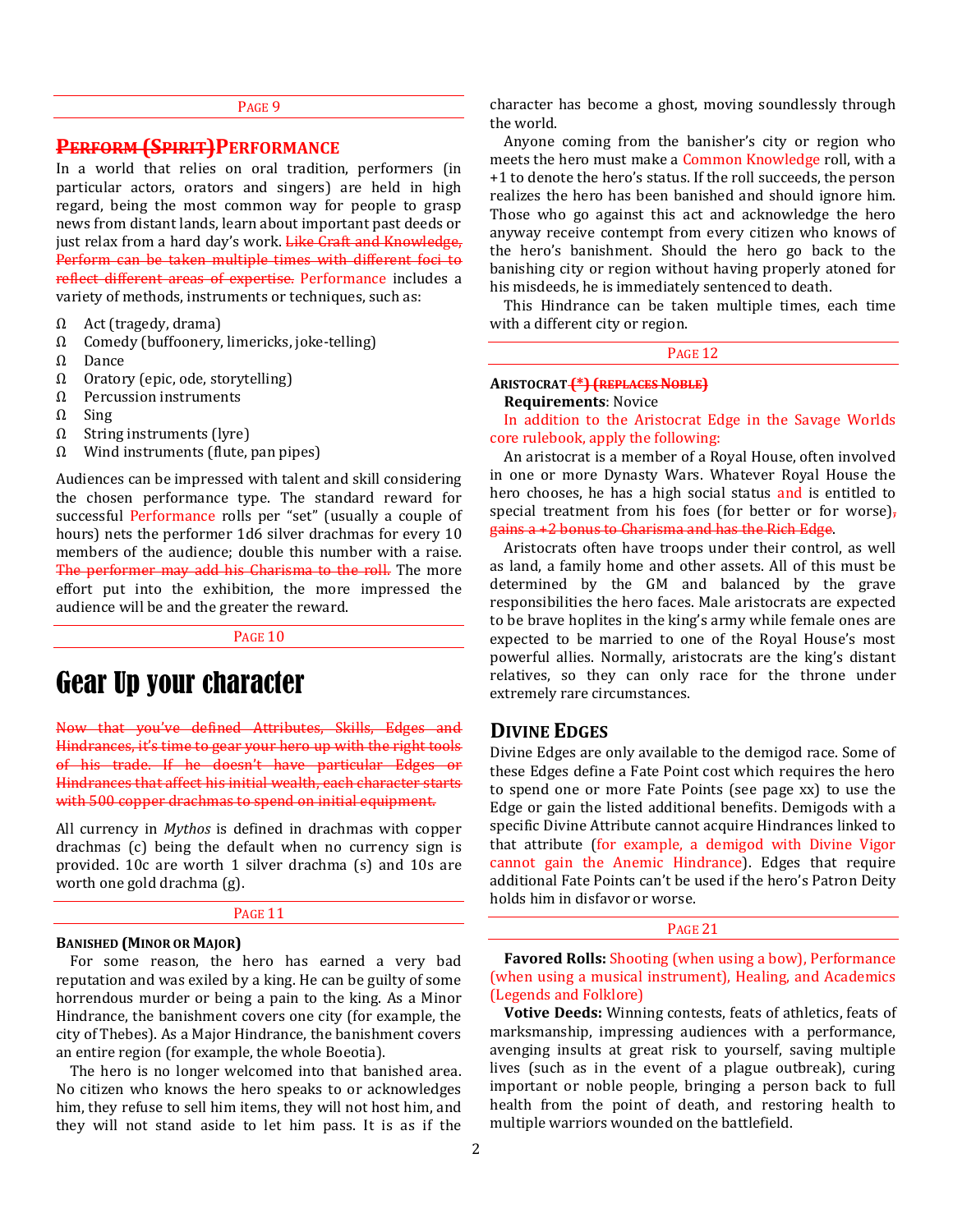PAGE 9

### ~~PERFORM (SPIRIT)~~PERFORMANCE

In a world that relies on oral tradition, performers (in particular actors, orators and singers) are held in high regard, being the most common way for people to grasp news from distant lands, learn about important past deeds or just relax from a hard day's work. ~~Like Craft and Knowledge, Perform can be taken multiple times with different foci to reflect different areas of expertise.~~ Performance includes a variety of methods, instruments or techniques, such as:

- Act (tragedy, drama)
- Comedy (buffoonery, limericks, joke-telling)
- Dance
- Oratory (epic, ode, storytelling)
- Percussion instruments
- Sing
- String instruments (lyre)
- Wind instruments (flute, pan pipes)

Audiences can be impressed with talent and skill considering the chosen performance type. The standard reward for successful Performance rolls per "set" (usually a couple of hours) nets the performer 1d6 silver drachmas for every 10 members of the audience; double this number with a raise. ~~The performer may add his Charisma to the roll.~~ The more effort put into the exhibition, the more impressed the audience will be and the greater the reward.

PAGE 10

# Gear Up your character

~~Now that you've defined Attributes, Skills, Edges and Hindrances, it's time to gear your hero up with the right tools of his trade. If he doesn't have particular Edges or Hindrances that affect his initial wealth, each character starts with 500 copper drachmas to spend on initial equipment.~~

All currency in *Mythos* is defined in drachmas with copper drachmas (c) being the default when no currency sign is provided. 10c are worth 1 silver drachma (s) and 10s are worth one gold drachma (g).

PAGE 11

**BANISHED (MINOR OR MAJOR)**

For some reason, the hero has earned a very bad reputation and was exiled by a king. He can be guilty of some horrendous murder or being a pain to the king. As a Minor Hindrance, the banishment covers one city (for example, the city of Thebes). As a Major Hindrance, the banishment covers an entire region (for example, the whole Boeotia).

The hero is no longer welcomed into that banished area. No citizen who knows the hero speaks to or acknowledges him, they refuse to sell him items, they will not host him, and they will not stand aside to let him pass. It is as if the character has become a ghost, moving soundlessly through the world.

Anyone coming from the banisher's city or region who meets the hero must make a Common Knowledge roll, with a +1 to denote the hero's status. If the roll succeeds, the person realizes the hero has been banished and should ignore him. Those who go against this act and acknowledge the hero anyway receive contempt from every citizen who knows of the hero's banishment. Should the hero go back to the banishing city or region without having properly atoned for his misdeeds, he is immediately sentenced to death.

This Hindrance can be taken multiple times, each time with a different city or region.

PAGE 12

**ARISTOCRAT ~~(*) (REPLACES NOBLE)~~**

**Requirements**: Novice

In addition to the Aristocrat Edge in the Savage Worlds core rulebook, apply the following:

An aristocrat is a member of a Royal House, often involved in one or more Dynasty Wars. Whatever Royal House the hero chooses, he has a high social status and is entitled to special treatment from his foes (for better or for worse)~~, gains a +2 bonus to Charisma and has the Rich Edge~~.

Aristocrats often have troops under their control, as well as land, a family home and other assets. All of this must be determined by the GM and balanced by the grave responsibilities the hero faces. Male aristocrats are expected to be brave hoplites in the king's army while female ones are expected to be married to one of the Royal House's most powerful allies. Normally, aristocrats are the king's distant relatives, so they can only race for the throne under extremely rare circumstances.

## DIVINE EDGES

Divine Edges are only available to the demigod race. Some of these Edges define a Fate Point cost which requires the hero to spend one or more Fate Points (see page xx) to use the Edge or gain the listed additional benefits. Demigods with a specific Divine Attribute cannot acquire Hindrances linked to that attribute (for example, a demigod with Divine Vigor cannot gain the Anemic Hindrance). Edges that require additional Fate Points can't be used if the hero's Patron Deity holds him in disfavor or worse.

PAGE 21

**Favored Rolls:** Shooting (when using a bow), Performance (when using a musical instrument), Healing, and Academics (Legends and Folklore)

**Votive Deeds:** Winning contests, feats of athletics, feats of marksmanship, impressing audiences with a performance, avenging insults at great risk to yourself, saving multiple lives (such as in the event of a plague outbreak), curing important or noble people, bringing a person back to full health from the point of death, and restoring health to multiple warriors wounded on the battlefield.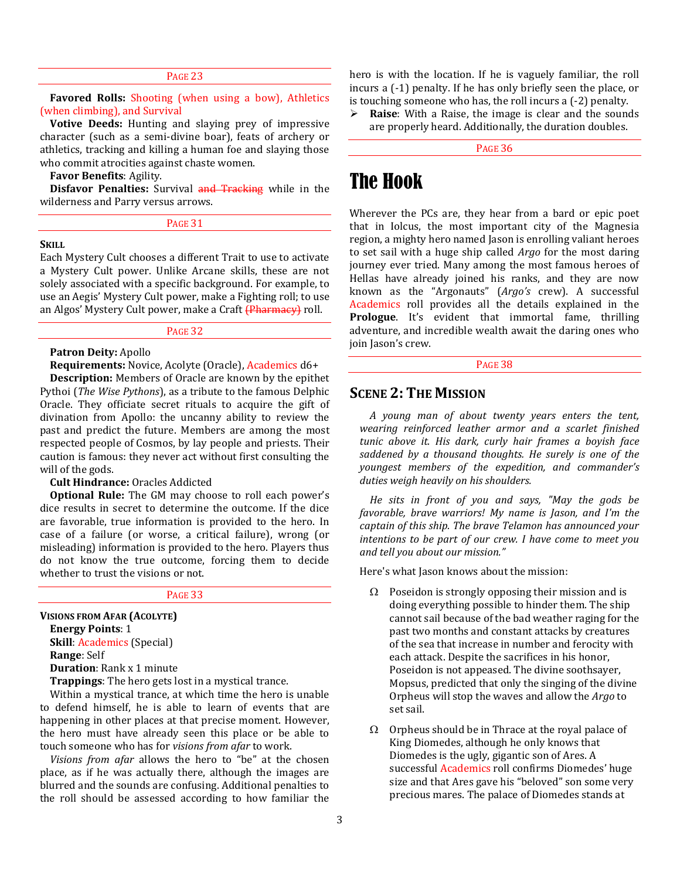PAGE 23

**Favored Rolls:** Shooting (when using a bow), Athletics (when climbing), and Survival

**Votive Deeds:** Hunting and slaying prey of impressive character (such as a semi-divine boar), feats of archery or athletics, tracking and killing a human foe and slaying those who commit atrocities against chaste women.

**Favor Benefits**: Agility.

**Disfavor Penalties:** Survival ~~and Tracking~~ while in the wilderness and Parry versus arrows.

PAGE 31

**SKILL**

Each Mystery Cult chooses a different Trait to use to activate a Mystery Cult power. Unlike Arcane skills, these are not solely associated with a specific background. For example, to use an Aegis' Mystery Cult power, make a Fighting roll; to use an Algos' Mystery Cult power, make a Craft ~~(Pharmacy)~~ roll.

PAGE 32

**Patron Deity:** Apollo

**Requirements:** Novice, Acolyte (Oracle), Academics d6+

**Description:** Members of Oracle are known by the epithet Pythoi (*The Wise Pythons*), as a tribute to the famous Delphic Oracle. They officiate secret rituals to acquire the gift of divination from Apollo: the uncanny ability to review the past and predict the future. Members are among the most respected people of Cosmos, by lay people and priests. Their caution is famous: they never act without first consulting the will of the gods.

**Cult Hindrance:** Oracles Addicted

**Optional Rule:** The GM may choose to roll each power's dice results in secret to determine the outcome. If the dice are favorable, true information is provided to the hero. In case of a failure (or worse, a critical failure), wrong (or misleading) information is provided to the hero. Players thus do not know the true outcome, forcing them to decide whether to trust the visions or not.

PAGE 33

**VISIONS FROM AFAR (ACOLYTE)**

**Energy Points**: 1

**Skill**: Academics (Special)

**Range**: Self

**Duration**: Rank x 1 minute

**Trappings**: The hero gets lost in a mystical trance.

Within a mystical trance, at which time the hero is unable to defend himself, he is able to learn of events that are happening in other places at that precise moment. However, the hero must have already seen this place or be able to touch someone who has for *visions from afar* to work.

*Visions from afar* allows the hero to "be" at the chosen place, as if he was actually there, although the images are blurred and the sounds are confusing. Additional penalties to the roll should be assessed according to how familiar the hero is with the location. If he is vaguely familiar, the roll incurs a (-1) penalty. If he has only briefly seen the place, or is touching someone who has, the roll incurs a (-2) penalty.

- **Raise**: With a Raise, the image is clear and the sounds are properly heard. Additionally, the duration doubles.

PAGE 36

# The Hook

Wherever the PCs are, they hear from a bard or epic poet that in Iolcus, the most important city of the Magnesia region, a mighty hero named Jason is enrolling valiant heroes to set sail with a huge ship called *Argo* for the most daring journey ever tried. Many among the most famous heroes of Hellas have already joined his ranks, and they are now known as the "Argonauts" (*Argo's* crew). A successful Academics roll provides all the details explained in the **Prologue**. It's evident that immortal fame, thrilling adventure, and incredible wealth await the daring ones who join Jason's crew.

PAGE 38

## Scene 2: The Mission

*A young man of about twenty years enters the tent, wearing reinforced leather armor and a scarlet finished tunic above it. His dark, curly hair frames a boyish face saddened by a thousand thoughts. He surely is one of the youngest members of the expedition, and commander's duties weigh heavily on his shoulders.*

*He sits in front of you and says, "May the gods be favorable, brave warriors! My name is Jason, and I'm the captain of this ship. The brave Telamon has announced your intentions to be part of our crew. I have come to meet you and tell you about our mission."*

Here's what Jason knows about the mission:

- Poseidon is strongly opposing their mission and is doing everything possible to hinder them. The ship cannot sail because of the bad weather raging for the past two months and constant attacks by creatures of the sea that increase in number and ferocity with each attack. Despite the sacrifices in his honor, Poseidon is not appeased. The divine soothsayer, Mopsus, predicted that only the singing of the divine Orpheus will stop the waves and allow the *Argo* to set sail.

- Orpheus should be in Thrace at the royal palace of King Diomedes, although he only knows that Diomedes is the ugly, gigantic son of Ares. A successful Academics roll confirms Diomedes' huge size and that Ares gave his "beloved" son some very precious mares. The palace of Diomedes stands at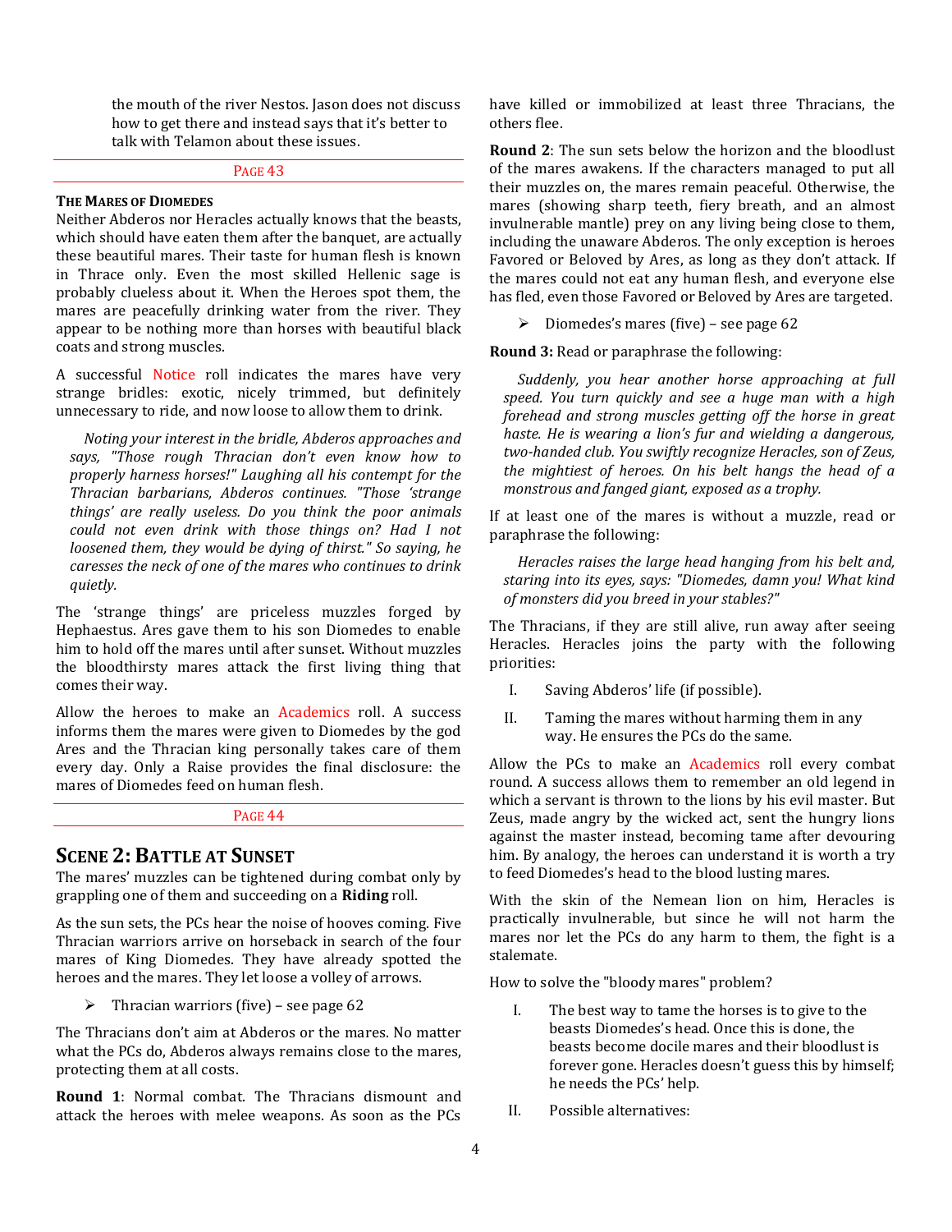the mouth of the river Nestos. Jason does not discuss how to get there and instead says that it's better to talk with Telamon about these issues.

PAGE 43

### THE MARES OF DIOMEDES

Neither Abderos nor Heracles actually knows that the beasts, which should have eaten them after the banquet, are actually these beautiful mares. Their taste for human flesh is known in Thrace only. Even the most skilled Hellenic sage is probably clueless about it. When the Heroes spot them, the mares are peacefully drinking water from the river. They appear to be nothing more than horses with beautiful black coats and strong muscles.

A successful Notice roll indicates the mares have very strange bridles: exotic, nicely trimmed, but definitely unnecessary to ride, and now loose to allow them to drink.

*Noting your interest in the bridle, Abderos approaches and says, "Those rough Thracian don't even know how to properly harness horses!" Laughing all his contempt for the Thracian barbarians, Abderos continues. "Those 'strange things' are really useless. Do you think the poor animals could not even drink with those things on? Had I not loosened them, they would be dying of thirst." So saying, he caresses the neck of one of the mares who continues to drink quietly.*

The 'strange things' are priceless muzzles forged by Hephaestus. Ares gave them to his son Diomedes to enable him to hold off the mares until after sunset. Without muzzles the bloodthirsty mares attack the first living thing that comes their way.

Allow the heroes to make an Academics roll. A success informs them the mares were given to Diomedes by the god Ares and the Thracian king personally takes care of them every day. Only a Raise provides the final disclosure: the mares of Diomedes feed on human flesh.

PAGE 44

## SCENE 2: BATTLE AT SUNSET

The mares' muzzles can be tightened during combat only by grappling one of them and succeeding on a **Riding** roll.

As the sun sets, the PCs hear the noise of hooves coming. Five Thracian warriors arrive on horseback in search of the four mares of King Diomedes. They have already spotted the heroes and the mares. They let loose a volley of arrows.

- Thracian warriors (five) – see page 62

The Thracians don't aim at Abderos or the mares. No matter what the PCs do, Abderos always remains close to the mares, protecting them at all costs.

**Round 1**: Normal combat. The Thracians dismount and attack the heroes with melee weapons. As soon as the PCs have killed or immobilized at least three Thracians, the others flee.

**Round 2**: The sun sets below the horizon and the bloodlust of the mares awakens. If the characters managed to put all their muzzles on, the mares remain peaceful. Otherwise, the mares (showing sharp teeth, fiery breath, and an almost invulnerable mantle) prey on any living being close to them, including the unaware Abderos. The only exception is heroes Favored or Beloved by Ares, as long as they don't attack. If the mares could not eat any human flesh, and everyone else has fled, even those Favored or Beloved by Ares are targeted.

- Diomedes's mares (five) – see page 62

**Round 3:** Read or paraphrase the following:

*Suddenly, you hear another horse approaching at full speed. You turn quickly and see a huge man with a high forehead and strong muscles getting off the horse in great haste. He is wearing a lion's fur and wielding a dangerous, two-handed club. You swiftly recognize Heracles, son of Zeus, the mightiest of heroes. On his belt hangs the head of a monstrous and fanged giant, exposed as a trophy.*

If at least one of the mares is without a muzzle, read or paraphrase the following:

*Heracles raises the large head hanging from his belt and, staring into its eyes, says: "Diomedes, damn you! What kind of monsters did you breed in your stables?"*

The Thracians, if they are still alive, run away after seeing Heracles. Heracles joins the party with the following priorities:

I. Saving Abderos' life (if possible).
II. Taming the mares without harming them in any way. He ensures the PCs do the same.

Allow the PCs to make an Academics roll every combat round. A success allows them to remember an old legend in which a servant is thrown to the lions by his evil master. But Zeus, made angry by the wicked act, sent the hungry lions against the master instead, becoming tame after devouring him. By analogy, the heroes can understand it is worth a try to feed Diomedes's head to the blood lusting mares.

With the skin of the Nemean lion on him, Heracles is practically invulnerable, but since he will not harm the mares nor let the PCs do any harm to them, the fight is a stalemate.

How to solve the "bloody mares" problem?

I. The best way to tame the horses is to give to the beasts Diomedes's head. Once this is done, the beasts become docile mares and their bloodlust is forever gone. Heracles doesn't guess this by himself; he needs the PCs' help.
II. Possible alternatives: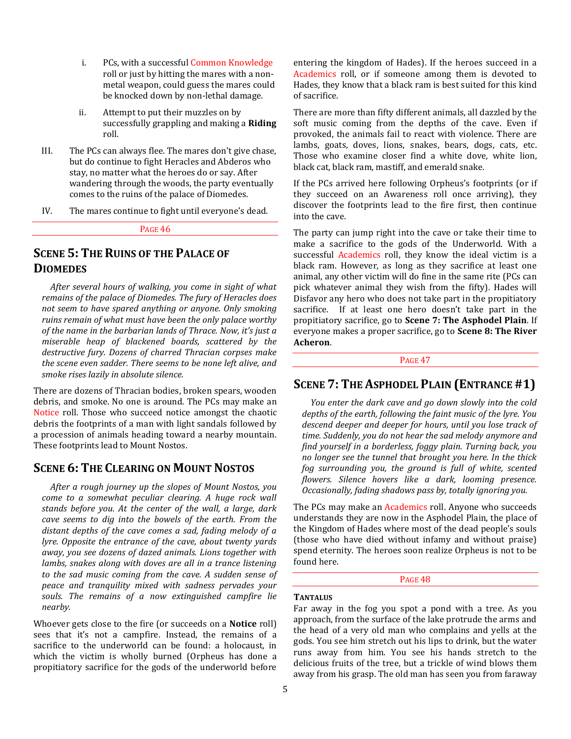i. PCs, with a successful Common Knowledge roll or just by hitting the mares with a non-metal weapon, could guess the mares could be knocked down by non-lethal damage.

ii. Attempt to put their muzzles on by successfully grappling and making a **Riding** roll.

III. The PCs can always flee. The mares don't give chase, but do continue to fight Heracles and Abderos who stay, no matter what the heroes do or say. After wandering through the woods, the party eventually comes to the ruins of the palace of Diomedes.

IV. The mares continue to fight until everyone's dead.

PAGE 46

## Scene 5: The Ruins of the Palace of Diomedes

*After several hours of walking, you come in sight of what remains of the palace of Diomedes. The fury of Heracles does not seem to have spared anything or anyone. Only smoking ruins remain of what must have been the only palace worthy of the name in the barbarian lands of Thrace. Now, it's just a miserable heap of blackened boards, scattered by the destructive fury. Dozens of charred Thracian corpses make the scene even sadder. There seems to be none left alive, and smoke rises lazily in absolute silence.*

There are dozens of Thracian bodies, broken spears, wooden debris, and smoke. No one is around. The PCs may make an Notice roll. Those who succeed notice amongst the chaotic debris the footprints of a man with light sandals followed by a procession of animals heading toward a nearby mountain. These footprints lead to Mount Nostos.

## Scene 6: The Clearing on Mount Nostos

*After a rough journey up the slopes of Mount Nostos, you come to a somewhat peculiar clearing. A huge rock wall stands before you. At the center of the wall, a large, dark cave seems to dig into the bowels of the earth. From the distant depths of the cave comes a sad, fading melody of a lyre. Opposite the entrance of the cave, about twenty yards away, you see dozens of dazed animals. Lions together with lambs, snakes along with doves are all in a trance listening to the sad music coming from the cave. A sudden sense of peace and tranquility mixed with sadness pervades your souls. The remains of a now extinguished campfire lie nearby.*

Whoever gets close to the fire (or succeeds on a **Notice** roll) sees that it's not a campfire. Instead, the remains of a sacrifice to the underworld can be found: a holocaust, in which the victim is wholly burned (Orpheus has done a propitiatory sacrifice for the gods of the underworld before entering the kingdom of Hades). If the heroes succeed in a Academics roll, or if someone among them is devoted to Hades, they know that a black ram is best suited for this kind of sacrifice.

There are more than fifty different animals, all dazzled by the soft music coming from the depths of the cave. Even if provoked, the animals fail to react with violence. There are lambs, goats, doves, lions, snakes, bears, dogs, cats, etc. Those who examine closer find a white dove, white lion, black cat, black ram, mastiff, and emerald snake.

If the PCs arrived here following Orpheus's footprints (or if they succeed on an Awareness roll once arriving), they discover the footprints lead to the fire first, then continue into the cave.

The party can jump right into the cave or take their time to make a sacrifice to the gods of the Underworld. With a successful Academics roll, they know the ideal victim is a black ram. However, as long as they sacrifice at least one animal, any other victim will do fine in the same rite (PCs can pick whatever animal they wish from the fifty). Hades will Disfavor any hero who does not take part in the propitiatory sacrifice. If at least one hero doesn't take part in the propitiatory sacrifice, go to **Scene 7: The Asphodel Plain**. If everyone makes a proper sacrifice, go to **Scene 8: The River Acheron**.

PAGE 47

## Scene 7: The Asphodel Plain (Entrance #1)

*You enter the dark cave and go down slowly into the cold depths of the earth, following the faint music of the lyre. You descend deeper and deeper for hours, until you lose track of time. Suddenly, you do not hear the sad melody anymore and find yourself in a borderless, foggy plain. Turning back, you no longer see the tunnel that brought you here. In the thick fog surrounding you, the ground is full of white, scented flowers. Silence hovers like a dark, looming presence. Occasionally, fading shadows pass by, totally ignoring you.*

The PCs may make an Academics roll. Anyone who succeeds understands they are now in the Asphodel Plain, the place of the Kingdom of Hades where most of the dead people's souls (those who have died without infamy and without praise) spend eternity. The heroes soon realize Orpheus is not to be found here.

PAGE 48

#### Tantalus

Far away in the fog you spot a pond with a tree. As you approach, from the surface of the lake protrude the arms and the head of a very old man who complains and yells at the gods. You see him stretch out his lips to drink, but the water runs away from him. You see his hands stretch to the delicious fruits of the tree, but a trickle of wind blows them away from his grasp. The old man has seen you from faraway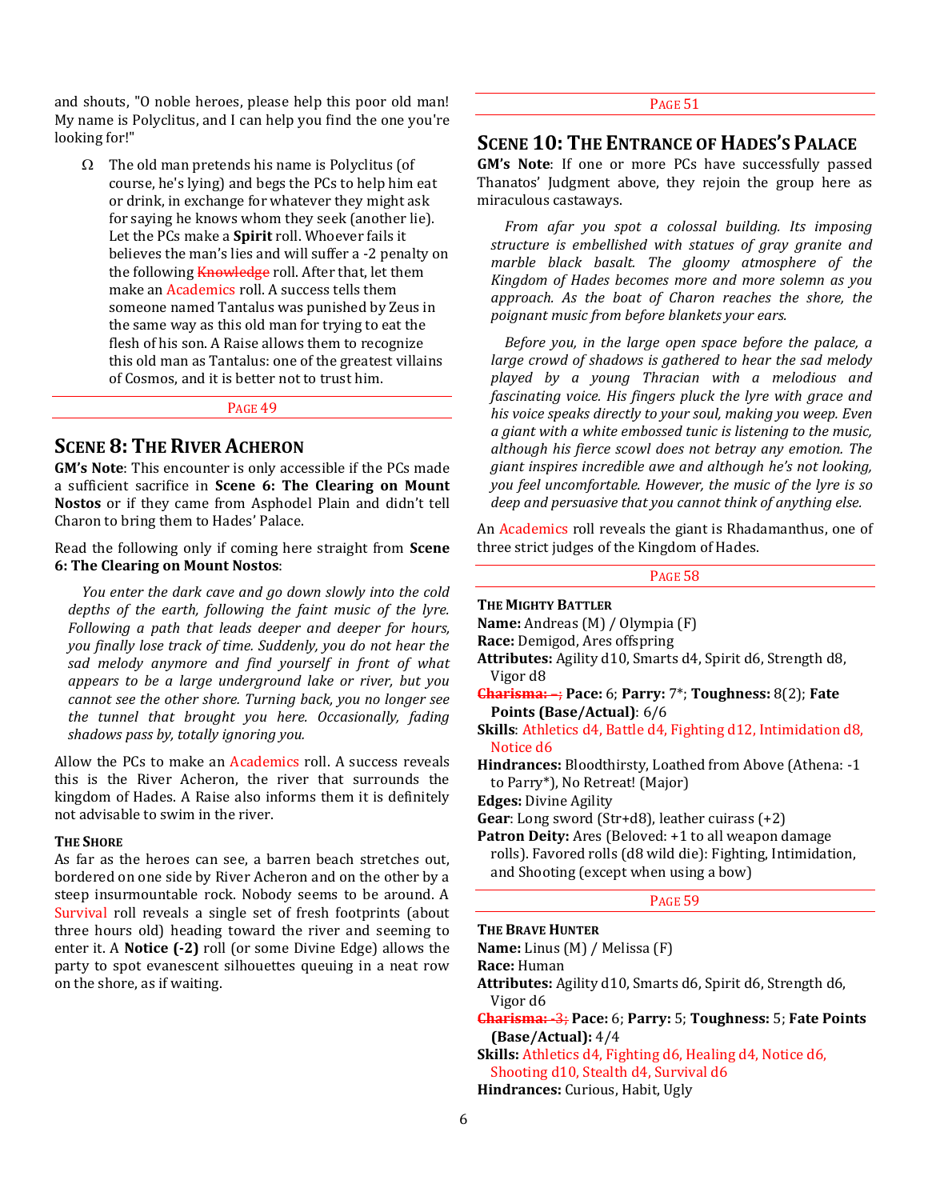and shouts, "O noble heroes, please help this poor old man! My name is Polyclitus, and I can help you find the one you're looking for!"

- The old man pretends his name is Polyclitus (of course, he's lying) and begs the PCs to help him eat or drink, in exchange for whatever they might ask for saying he knows whom they seek (another lie). Let the PCs make a **Spirit** roll. Whoever fails it believes the man's lies and will suffer a -2 penalty on the following ~~Knowledge~~ roll. After that, let them make an Academics roll. A success tells them someone named Tantalus was punished by Zeus in the same way as this old man for trying to eat the flesh of his son. A Raise allows them to recognize this old man as Tantalus: one of the greatest villains of Cosmos, and it is better not to trust him.

PAGE 49

## Scene 8: The River Acheron

**GM's Note**: This encounter is only accessible if the PCs made a sufficient sacrifice in **Scene 6: The Clearing on Mount Nostos** or if they came from Asphodel Plain and didn't tell Charon to bring them to Hades' Palace.

Read the following only if coming here straight from **Scene 6: The Clearing on Mount Nostos**:

*You enter the dark cave and go down slowly into the cold depths of the earth, following the faint music of the lyre. Following a path that leads deeper and deeper for hours, you finally lose track of time. Suddenly, you do not hear the sad melody anymore and find yourself in front of what appears to be a large underground lake or river, but you cannot see the other shore. Turning back, you no longer see the tunnel that brought you here. Occasionally, fading shadows pass by, totally ignoring you.*

Allow the PCs to make an Academics roll. A success reveals this is the River Acheron, the river that surrounds the kingdom of Hades. A Raise also informs them it is definitely not advisable to swim in the river.

### The Shore

As far as the heroes can see, a barren beach stretches out, bordered on one side by River Acheron and on the other by a steep insurmountable rock. Nobody seems to be around. A Survival roll reveals a single set of fresh footprints (about three hours old) heading toward the river and seeming to enter it. A **Notice (-2)** roll (or some Divine Edge) allows the party to spot evanescent silhouettes queuing in a neat row on the shore, as if waiting.

PAGE 51

## Scene 10: The Entrance of Hades's Palace

**GM's Note**: If one or more PCs have successfully passed Thanatos' Judgment above, they rejoin the group here as miraculous castaways.

*From afar you spot a colossal building. Its imposing structure is embellished with statues of gray granite and marble black basalt. The gloomy atmosphere of the Kingdom of Hades becomes more and more solemn as you approach. As the boat of Charon reaches the shore, the poignant music from before blankets your ears.*

*Before you, in the large open space before the palace, a large crowd of shadows is gathered to hear the sad melody played by a young Thracian with a melodious and fascinating voice. His fingers pluck the lyre with grace and his voice speaks directly to your soul, making you weep. Even a giant with a white embossed tunic is listening to the music, although his fierce scowl does not betray any emotion. The giant inspires incredible awe and although he's not looking, you feel uncomfortable. However, the music of the lyre is so deep and persuasive that you cannot think of anything else.*

An Academics roll reveals the giant is Rhadamanthus, one of three strict judges of the Kingdom of Hades.

PAGE 58

### The Mighty Battler

**Name:** Andreas (M) / Olympia (F)
**Race:** Demigod, Ares offspring
**Attributes:** Agility d10, Smarts d4, Spirit d6, Strength d8, Vigor d8
~~**Charisma:** –;~~ **Pace:** 6; **Parry:** 7*; **Toughness:** 8(2); **Fate Points (Base/Actual)**: 6/6
**Skills**: Athletics d4, Battle d4, Fighting d12, Intimidation d8, Notice d6
**Hindrances:** Bloodthirsty, Loathed from Above (Athena: -1 to Parry*), No Retreat! (Major)
**Edges:** Divine Agility
**Gear**: Long sword (Str+d8), leather cuirass (+2)
**Patron Deity:** Ares (Beloved: +1 to all weapon damage rolls). Favored rolls (d8 wild die): Fighting, Intimidation, and Shooting (except when using a bow)

PAGE 59

### The Brave Hunter

**Name:** Linus (M) / Melissa (F)
**Race:** Human
**Attributes:** Agility d10, Smarts d6, Spirit d6, Strength d6, Vigor d6
~~**Charisma:** -3;~~ **Pace:** 6; **Parry:** 5; **Toughness:** 5; **Fate Points (Base/Actual):** 4/4
**Skills:** Athletics d4, Fighting d6, Healing d4, Notice d6, Shooting d10, Stealth d4, Survival d6
**Hindrances:** Curious, Habit, Ugly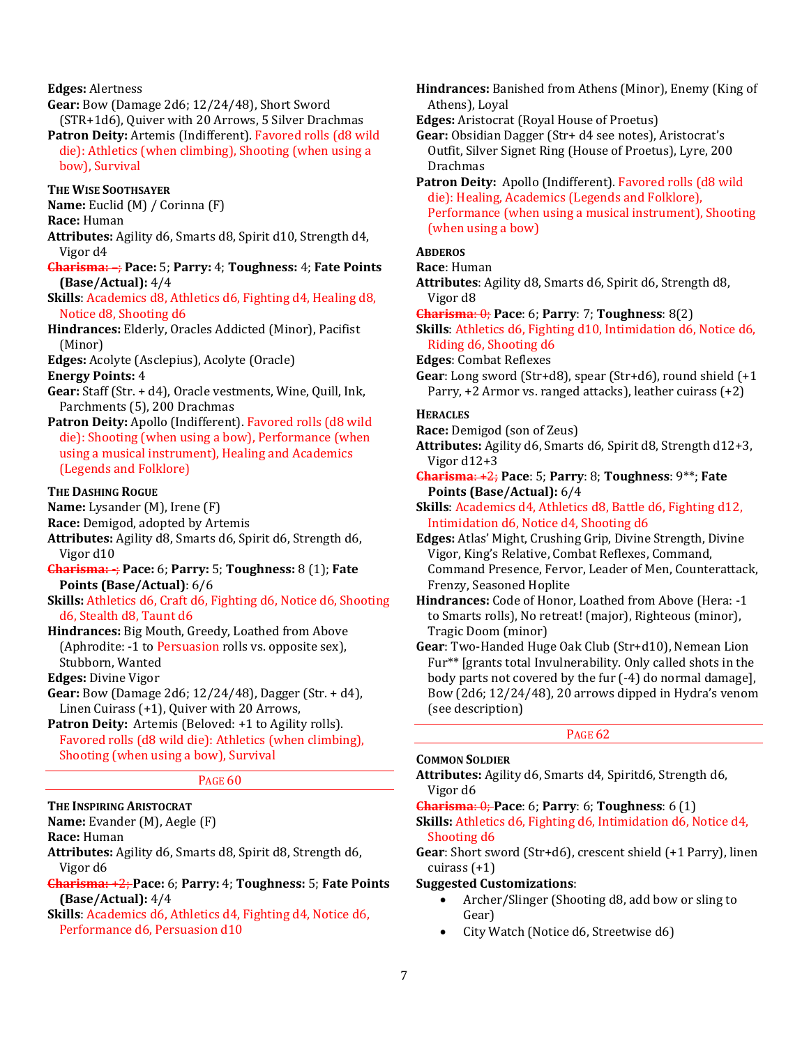**Edges:** Alertness

**Gear:** Bow (Damage 2d6; 12/24/48), Short Sword (STR+1d6), Quiver with 20 Arrows, 5 Silver Drachmas

**Patron Deity:** Artemis (Indifferent). Favored rolls (d8 wild die): Athletics (when climbing), Shooting (when using a bow), Survival

### The Wise Soothsayer

**Name:** Euclid (M) / Corinna (F)

**Race:** Human

**Attributes:** Agility d6, Smarts d8, Spirit d10, Strength d4, Vigor d4

~~**Charisma: –;**~~ **Pace:** 5; **Parry:** 4; **Toughness:** 4; **Fate Points (Base/Actual):** 4/4

**Skills**: Academics d8, Athletics d6, Fighting d4, Healing d8, Notice d8, Shooting d6

**Hindrances:** Elderly, Oracles Addicted (Minor), Pacifist (Minor)

**Edges:** Acolyte (Asclepius), Acolyte (Oracle)

**Energy Points:** 4

**Gear:** Staff (Str. + d4), Oracle vestments, Wine, Quill, Ink, Parchments (5), 200 Drachmas

**Patron Deity:** Apollo (Indifferent). Favored rolls (d8 wild die): Shooting (when using a bow), Performance (when using a musical instrument), Healing and Academics (Legends and Folklore)

### The Dashing Rogue

**Name:** Lysander (M), Irene (F)

**Race:** Demigod, adopted by Artemis

**Attributes:** Agility d8, Smarts d6, Spirit d6, Strength d6, Vigor d10

~~**Charisma: -;**~~ **Pace:** 6; **Parry:** 5; **Toughness:** 8 (1); **Fate Points (Base/Actual)**: 6/6

**Skills:** Athletics d6, Craft d6, Fighting d6, Notice d6, Shooting d6, Stealth d8, Taunt d6

**Hindrances:** Big Mouth, Greedy, Loathed from Above (Aphrodite: -1 to Persuasion rolls vs. opposite sex), Stubborn, Wanted

**Edges:** Divine Vigor

**Gear:** Bow (Damage 2d6; 12/24/48), Dagger (Str. + d4), Linen Cuirass (+1), Quiver with 20 Arrows,

**Patron Deity:** Artemis (Beloved: +1 to Agility rolls). Favored rolls (d8 wild die): Athletics (when climbing), Shooting (when using a bow), Survival

PAGE 60

### The Inspiring Aristocrat

**Name:** Evander (M), Aegle (F)

**Race:** Human

**Attributes:** Agility d6, Smarts d8, Spirit d8, Strength d6, Vigor d6

~~**Charisma: +2;**~~ **Pace:** 6; **Parry:** 4; **Toughness:** 5; **Fate Points (Base/Actual):** 4/4

**Skills**: Academics d6, Athletics d4, Fighting d4, Notice d6, Performance d6, Persuasion d10

**Hindrances:** Banished from Athens (Minor), Enemy (King of Athens), Loyal

**Edges:** Aristocrat (Royal House of Proetus)

**Gear:** Obsidian Dagger (Str+ d4 see notes), Aristocrat's Outfit, Silver Signet Ring (House of Proetus), Lyre, 200 Drachmas

**Patron Deity:** Apollo (Indifferent). Favored rolls (d8 wild die): Healing, Academics (Legends and Folklore), Performance (when using a musical instrument), Shooting (when using a bow)

### Abderos

**Race**: Human

**Attributes**: Agility d8, Smarts d6, Spirit d6, Strength d8, Vigor d8

~~**Charisma**: 0;~~ **Pace**: 6; **Parry**: 7; **Toughness**: 8(2)

**Skills**: Athletics d6, Fighting d10, Intimidation d6, Notice d6, Riding d6, Shooting d6

**Edges**: Combat Reflexes

**Gear**: Long sword (Str+d8), spear (Str+d6), round shield (+1 Parry, +2 Armor vs. ranged attacks), leather cuirass (+2)

### Heracles

**Race:** Demigod (son of Zeus)

**Attributes:** Agility d6, Smarts d6, Spirit d8, Strength d12+3, Vigor d12+3

~~**Charisma**: +2;~~ **Pace**: 5; **Parry**: 8; **Toughness**: 9**; **Fate Points (Base/Actual):** 6/4

**Skills**: Academics d4, Athletics d8, Battle d6, Fighting d12, Intimidation d6, Notice d4, Shooting d6

**Edges:** Atlas' Might, Crushing Grip, Divine Strength, Divine Vigor, King's Relative, Combat Reflexes, Command, Command Presence, Fervor, Leader of Men, Counterattack, Frenzy, Seasoned Hoplite

**Hindrances:** Code of Honor, Loathed from Above (Hera: -1 to Smarts rolls), No retreat! (major), Righteous (minor), Tragic Doom (minor)

**Gear**: Two-Handed Huge Oak Club (Str+d10), Nemean Lion Fur** [grants total Invulnerability. Only called shots in the body parts not covered by the fur (-4) do normal damage], Bow (2d6; 12/24/48), 20 arrows dipped in Hydra's venom (see description)

PAGE 62

### Common Soldier

**Attributes:** Agility d6, Smarts d4, Spiritd6, Strength d6, Vigor d6

~~**Charisma**: 0;~~ **Pace**: 6; **Parry**: 6; **Toughness**: 6 (1)

**Skills:** Athletics d6, Fighting d6, Intimidation d6, Notice d4, Shooting d6

**Gear**: Short sword (Str+d6), crescent shield (+1 Parry), linen cuirass (+1)

**Suggested Customizations**:

- Archer/Slinger (Shooting d8, add bow or sling to Gear)
- City Watch (Notice d6, Streetwise d6)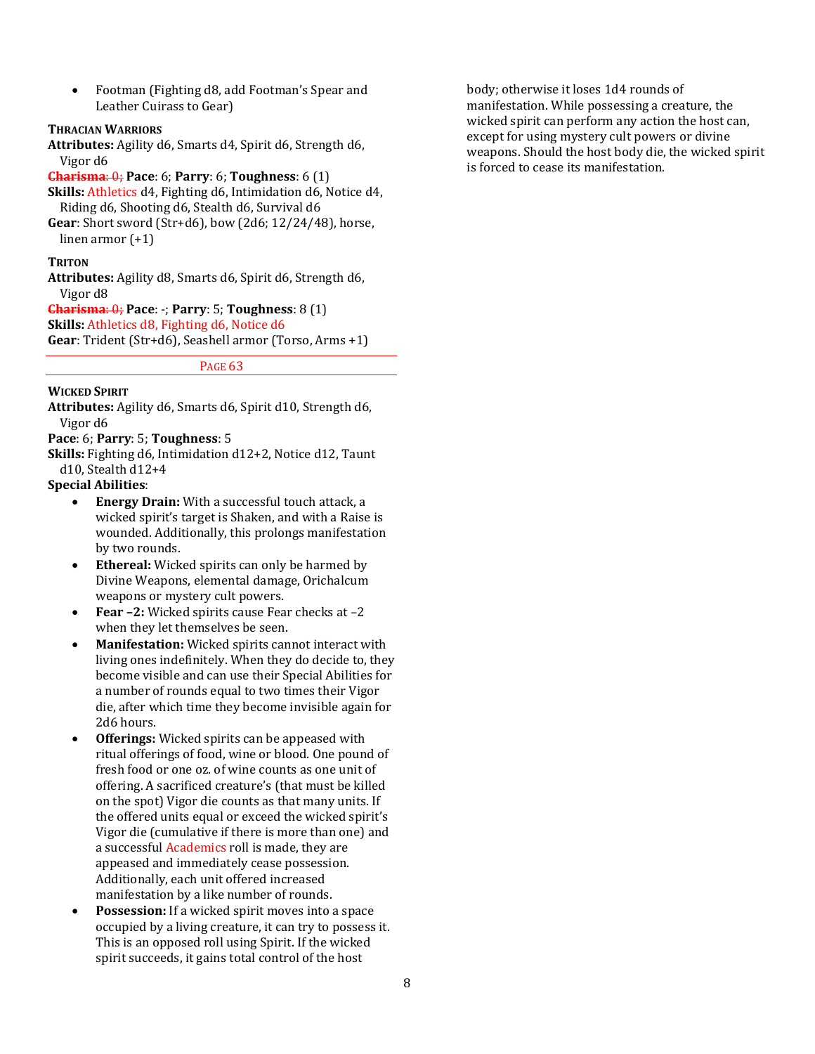- Footman (Fighting d8, add Footman's Spear and Leather Cuirass to Gear)

**THRACIAN WARRIORS**

**Attributes:** Agility d6, Smarts d4, Spirit d6, Strength d6, Vigor d6

~~**Charisma**: 0;~~ **Pace**: 6; **Parry**: 6; **Toughness**: 6 (1)

**Skills:** Athletics d4, Fighting d6, Intimidation d6, Notice d4, Riding d6, Shooting d6, Stealth d6, Survival d6

**Gear**: Short sword (Str+d6), bow (2d6; 12/24/48), horse, linen armor (+1)

**TRITON**

**Attributes:** Agility d8, Smarts d6, Spirit d6, Strength d6, Vigor d8

~~**Charisma**: 0;~~ **Pace**: -; **Parry**: 5; **Toughness**: 8 (1)

**Skills:** Athletics d8, Fighting d6, Notice d6

**Gear**: Trident (Str+d6), Seashell armor (Torso, Arms +1)

---

PAGE 63

---

**WICKED SPIRIT**

**Attributes:** Agility d6, Smarts d6, Spirit d10, Strength d6, Vigor d6

**Pace**: 6; **Parry**: 5; **Toughness**: 5

**Skills:** Fighting d6, Intimidation d12+2, Notice d12, Taunt d10, Stealth d12+4

**Special Abilities**:

- **Energy Drain:** With a successful touch attack, a wicked spirit's target is Shaken, and with a Raise is wounded. Additionally, this prolongs manifestation by two rounds.
- **Ethereal:** Wicked spirits can only be harmed by Divine Weapons, elemental damage, Orichalcum weapons or mystery cult powers.
- **Fear –2:** Wicked spirits cause Fear checks at –2 when they let themselves be seen.
- **Manifestation:** Wicked spirits cannot interact with living ones indefinitely. When they do decide to, they become visible and can use their Special Abilities for a number of rounds equal to two times their Vigor die, after which time they become invisible again for 2d6 hours.
- **Offerings:** Wicked spirits can be appeased with ritual offerings of food, wine or blood. One pound of fresh food or one oz. of wine counts as one unit of offering. A sacrificed creature's (that must be killed on the spot) Vigor die counts as that many units. If the offered units equal or exceed the wicked spirit's Vigor die (cumulative if there is more than one) and a successful Academics roll is made, they are appeased and immediately cease possession. Additionally, each unit offered increased manifestation by a like number of rounds.
- **Possession:** If a wicked spirit moves into a space occupied by a living creature, it can try to possess it. This is an opposed roll using Spirit. If the wicked spirit succeeds, it gains total control of the host body; otherwise it loses 1d4 rounds of manifestation. While possessing a creature, the wicked spirit can perform any action the host can, except for using mystery cult powers or divine weapons. Should the host body die, the wicked spirit is forced to cease its manifestation.